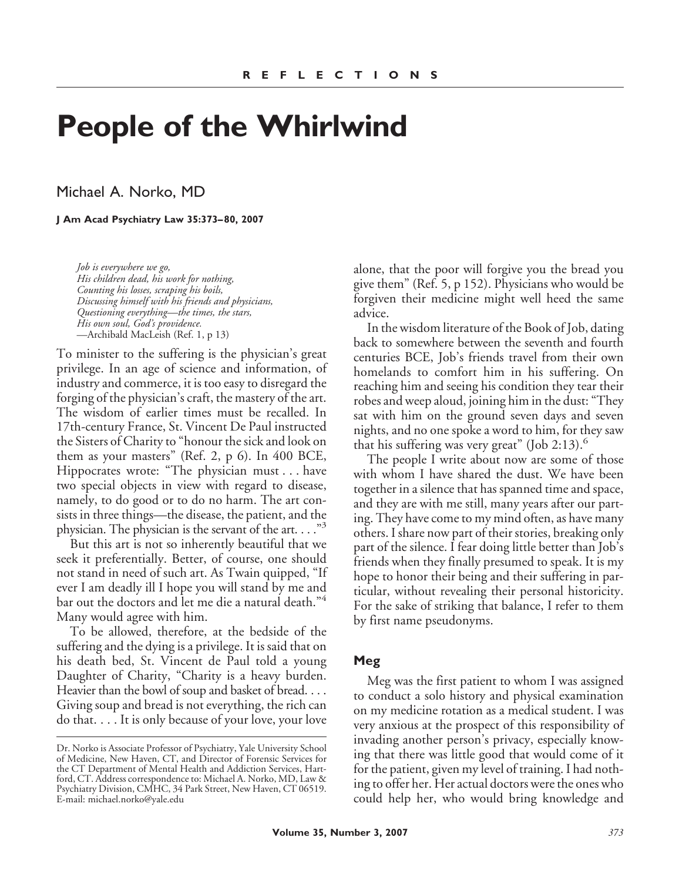REFLECTIONS

# People of the Whirlwind

Michael A. Norko, MD

**J Am Acad Psychiatry Law 35:373–80, 2007**

*Job is everywhere we go,*
*His children dead, his work for nothing,*
*Counting his losses, scraping his boils,*
*Discussing himself with his friends and physicians,*
*Questioning everything—the times, the stars,*
*His own soul, God's providence.*
—Archibald MacLeish (Ref. 1, p 13)

To minister to the suffering is the physician's great privilege. In an age of science and information, of industry and commerce, it is too easy to disregard the forging of the physician's craft, the mastery of the art. The wisdom of earlier times must be recalled. In 17th-century France, St. Vincent De Paul instructed the Sisters of Charity to "honour the sick and look on them as your masters" (Ref. 2, p 6). In 400 BCE, Hippocrates wrote: "The physician must . . . have two special objects in view with regard to disease, namely, to do good or to do no harm. The art consists in three things—the disease, the patient, and the physician. The physician is the servant of the art. . . ."[3]

But this art is not so inherently beautiful that we seek it preferentially. Better, of course, one should not stand in need of such art. As Twain quipped, "If ever I am deadly ill I hope you will stand by me and bar out the doctors and let me die a natural death."[4] Many would agree with him.

To be allowed, therefore, at the bedside of the suffering and the dying is a privilege. It is said that on his death bed, St. Vincent de Paul told a young Daughter of Charity, "Charity is a heavy burden. Heavier than the bowl of soup and basket of bread. . . . Giving soup and bread is not everything, the rich can do that. . . . It is only because of your love, your love alone, that the poor will forgive you the bread you give them" (Ref. 5, p 152). Physicians who would be forgiven their medicine might well heed the same advice.

In the wisdom literature of the Book of Job, dating back to somewhere between the seventh and fourth centuries BCE, Job's friends travel from their own homelands to comfort him in his suffering. On reaching him and seeing his condition they tear their robes and weep aloud, joining him in the dust: "They sat with him on the ground seven days and seven nights, and no one spoke a word to him, for they saw that his suffering was very great" (Job 2:13).[6]

The people I write about now are some of those with whom I have shared the dust. We have been together in a silence that has spanned time and space, and they are with me still, many years after our parting. They have come to my mind often, as have many others. I share now part of their stories, breaking only part of the silence. I fear doing little better than Job's friends when they finally presumed to speak. It is my hope to honor their being and their suffering in particular, without revealing their personal historicity. For the sake of striking that balance, I refer to them by first name pseudonyms.

## Meg

Meg was the first patient to whom I was assigned to conduct a solo history and physical examination on my medicine rotation as a medical student. I was very anxious at the prospect of this responsibility of invading another person's privacy, especially knowing that there was little good that would come of it for the patient, given my level of training. I had nothing to offer her. Her actual doctors were the ones who could help her, who would bring knowledge and

---

Dr. Norko is Associate Professor of Psychiatry, Yale University School of Medicine, New Haven, CT, and Director of Forensic Services for the CT Department of Mental Health and Addiction Services, Hartford, CT. Address correspondence to: Michael A. Norko, MD, Law & Psychiatry Division, CMHC, 34 Park Street, New Haven, CT 06519. E-mail: michael.norko@yale.edu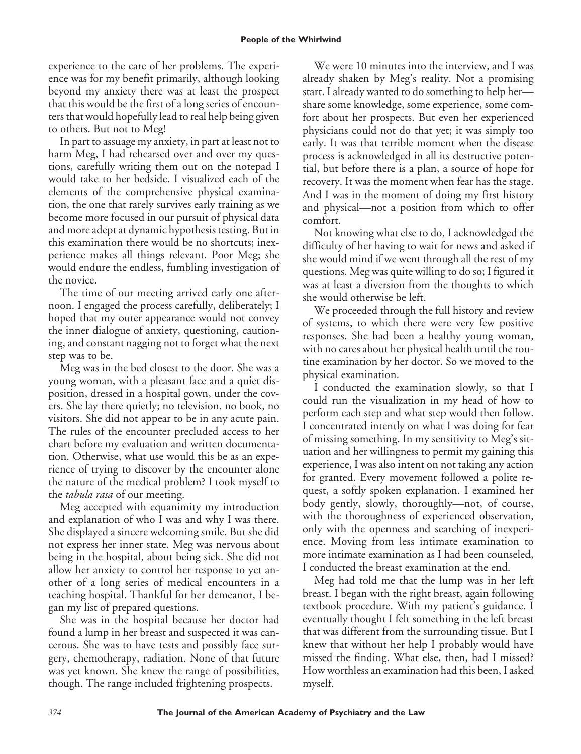experience to the care of her problems. The experience was for my benefit primarily, although looking beyond my anxiety there was at least the prospect that this would be the first of a long series of encounters that would hopefully lead to real help being given to others. But not to Meg!

In part to assuage my anxiety, in part at least not to harm Meg, I had rehearsed over and over my questions, carefully writing them out on the notepad I would take to her bedside. I visualized each of the elements of the comprehensive physical examination, the one that rarely survives early training as we become more focused in our pursuit of physical data and more adept at dynamic hypothesis testing. But in this examination there would be no shortcuts; inexperience makes all things relevant. Poor Meg; she would endure the endless, fumbling investigation of the novice.

The time of our meeting arrived early one afternoon. I engaged the process carefully, deliberately; I hoped that my outer appearance would not convey the inner dialogue of anxiety, questioning, cautioning, and constant nagging not to forget what the next step was to be.

Meg was in the bed closest to the door. She was a young woman, with a pleasant face and a quiet disposition, dressed in a hospital gown, under the covers. She lay there quietly; no television, no book, no visitors. She did not appear to be in any acute pain. The rules of the encounter precluded access to her chart before my evaluation and written documentation. Otherwise, what use would this be as an experience of trying to discover by the encounter alone the nature of the medical problem? I took myself to the *tabula rasa* of our meeting.

Meg accepted with equanimity my introduction and explanation of who I was and why I was there. She displayed a sincere welcoming smile. But she did not express her inner state. Meg was nervous about being in the hospital, about being sick. She did not allow her anxiety to control her response to yet another of a long series of medical encounters in a teaching hospital. Thankful for her demeanor, I began my list of prepared questions.

She was in the hospital because her doctor had found a lump in her breast and suspected it was cancerous. She was to have tests and possibly face surgery, chemotherapy, radiation. None of that future was yet known. She knew the range of possibilities, though. The range included frightening prospects.

We were 10 minutes into the interview, and I was already shaken by Meg's reality. Not a promising start. I already wanted to do something to help her—share some knowledge, some experience, some comfort about her prospects. But even her experienced physicians could not do that yet; it was simply too early. It was that terrible moment when the disease process is acknowledged in all its destructive potential, but before there is a plan, a source of hope for recovery. It was the moment when fear has the stage. And I was in the moment of doing my first history and physical—not a position from which to offer comfort.

Not knowing what else to do, I acknowledged the difficulty of her having to wait for news and asked if she would mind if we went through all the rest of my questions. Meg was quite willing to do so; I figured it was at least a diversion from the thoughts to which she would otherwise be left.

We proceeded through the full history and review of systems, to which there were very few positive responses. She had been a healthy young woman, with no cares about her physical health until the routine examination by her doctor. So we moved to the physical examination.

I conducted the examination slowly, so that I could run the visualization in my head of how to perform each step and what step would then follow. I concentrated intently on what I was doing for fear of missing something. In my sensitivity to Meg's situation and her willingness to permit my gaining this experience, I was also intent on not taking any action for granted. Every movement followed a polite request, a softly spoken explanation. I examined her body gently, slowly, thoroughly—not, of course, with the thoroughness of experienced observation, only with the openness and searching of inexperience. Moving from less intimate examination to more intimate examination as I had been counseled, I conducted the breast examination at the end.

Meg had told me that the lump was in her left breast. I began with the right breast, again following textbook procedure. With my patient's guidance, I eventually thought I felt something in the left breast that was different from the surrounding tissue. But I knew that without her help I probably would have missed the finding. What else, then, had I missed? How worthless an examination had this been, I asked myself.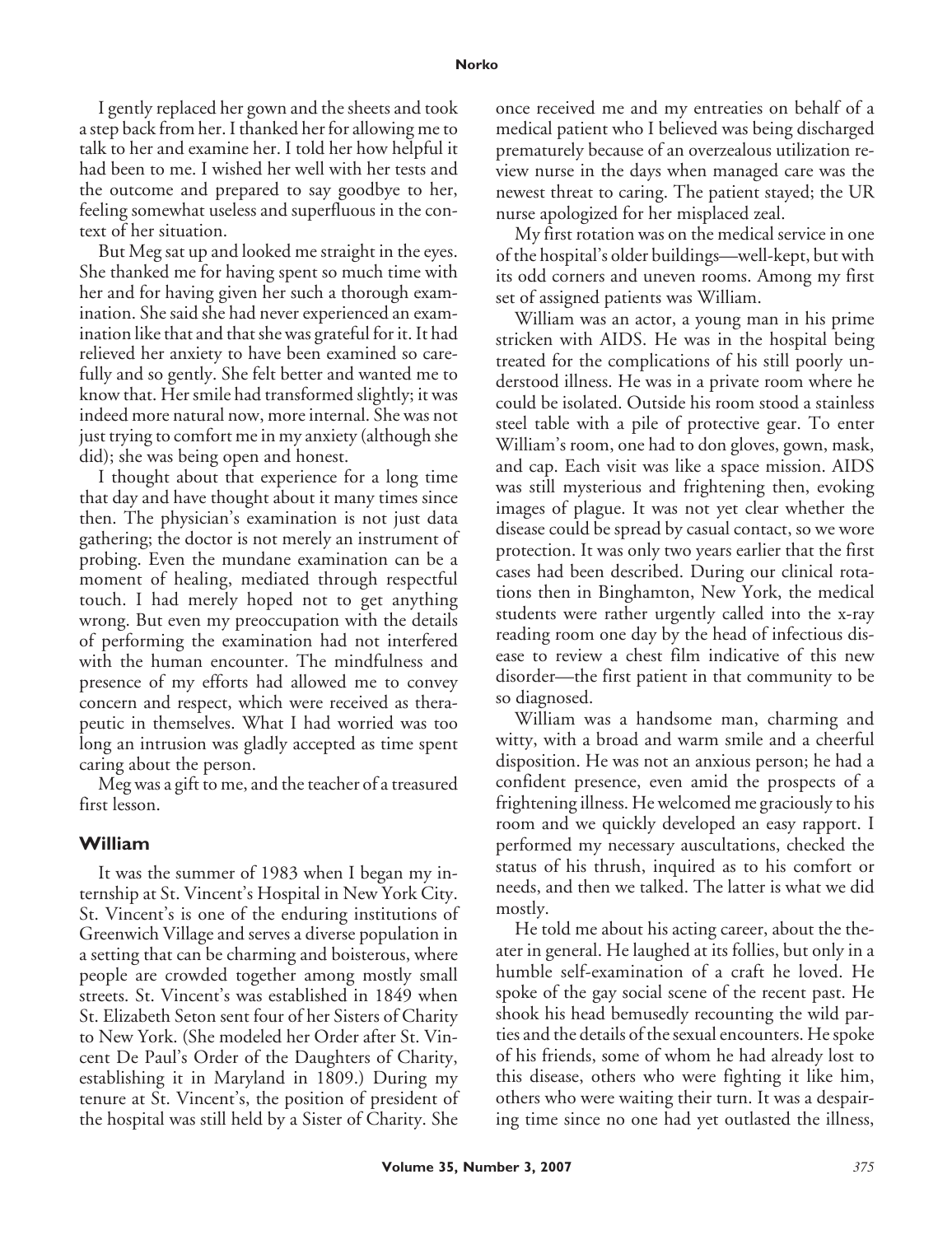I gently replaced her gown and the sheets and took a step back from her. I thanked her for allowing me to talk to her and examine her. I told her how helpful it had been to me. I wished her well with her tests and the outcome and prepared to say goodbye to her, feeling somewhat useless and superfluous in the context of her situation.

But Meg sat up and looked me straight in the eyes. She thanked me for having spent so much time with her and for having given her such a thorough examination. She said she had never experienced an examination like that and that she was grateful for it. It had relieved her anxiety to have been examined so carefully and so gently. She felt better and wanted me to know that. Her smile had transformed slightly; it was indeed more natural now, more internal. She was not just trying to comfort me in my anxiety (although she did); she was being open and honest.

I thought about that experience for a long time that day and have thought about it many times since then. The physician's examination is not just data gathering; the doctor is not merely an instrument of probing. Even the mundane examination can be a moment of healing, mediated through respectful touch. I had merely hoped not to get anything wrong. But even my preoccupation with the details of performing the examination had not interfered with the human encounter. The mindfulness and presence of my efforts had allowed me to convey concern and respect, which were received as therapeutic in themselves. What I had worried was too long an intrusion was gladly accepted as time spent caring about the person.

Meg was a gift to me, and the teacher of a treasured first lesson.

## William

It was the summer of 1983 when I began my internship at St. Vincent's Hospital in New York City. St. Vincent's is one of the enduring institutions of Greenwich Village and serves a diverse population in a setting that can be charming and boisterous, where people are crowded together among mostly small streets. St. Vincent's was established in 1849 when St. Elizabeth Seton sent four of her Sisters of Charity to New York. (She modeled her Order after St. Vincent De Paul's Order of the Daughters of Charity, establishing it in Maryland in 1809.) During my tenure at St. Vincent's, the position of president of the hospital was still held by a Sister of Charity. She once received me and my entreaties on behalf of a medical patient who I believed was being discharged prematurely because of an overzealous utilization review nurse in the days when managed care was the newest threat to caring. The patient stayed; the UR nurse apologized for her misplaced zeal.

My first rotation was on the medical service in one of the hospital's older buildings—well-kept, but with its odd corners and uneven rooms. Among my first set of assigned patients was William.

William was an actor, a young man in his prime stricken with AIDS. He was in the hospital being treated for the complications of his still poorly understood illness. He was in a private room where he could be isolated. Outside his room stood a stainless steel table with a pile of protective gear. To enter William's room, one had to don gloves, gown, mask, and cap. Each visit was like a space mission. AIDS was still mysterious and frightening then, evoking images of plague. It was not yet clear whether the disease could be spread by casual contact, so we wore protection. It was only two years earlier that the first cases had been described. During our clinical rotations then in Binghamton, New York, the medical students were rather urgently called into the x-ray reading room one day by the head of infectious disease to review a chest film indicative of this new disorder—the first patient in that community to be so diagnosed.

William was a handsome man, charming and witty, with a broad and warm smile and a cheerful disposition. He was not an anxious person; he had a confident presence, even amid the prospects of a frightening illness. He welcomed me graciously to his room and we quickly developed an easy rapport. I performed my necessary auscultations, checked the status of his thrush, inquired as to his comfort or needs, and then we talked. The latter is what we did mostly.

He told me about his acting career, about the theater in general. He laughed at its follies, but only in a humble self-examination of a craft he loved. He spoke of the gay social scene of the recent past. He shook his head bemusedly recounting the wild parties and the details of the sexual encounters. He spoke of his friends, some of whom he had already lost to this disease, others who were fighting it like him, others who were waiting their turn. It was a despairing time since no one had yet outlasted the illness,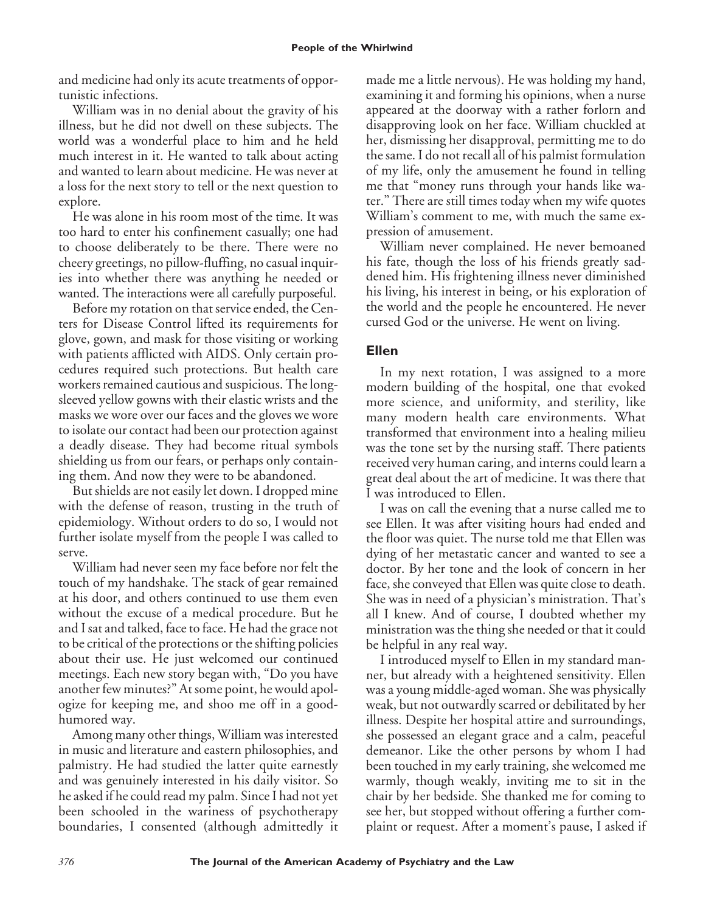and medicine had only its acute treatments of opportunistic infections.

William was in no denial about the gravity of his illness, but he did not dwell on these subjects. The world was a wonderful place to him and he held much interest in it. He wanted to talk about acting and wanted to learn about medicine. He was never at a loss for the next story to tell or the next question to explore.

He was alone in his room most of the time. It was too hard to enter his confinement casually; one had to choose deliberately to be there. There were no cheery greetings, no pillow-fluffing, no casual inquiries into whether there was anything he needed or wanted. The interactions were all carefully purposeful.

Before my rotation on that service ended, the Centers for Disease Control lifted its requirements for glove, gown, and mask for those visiting or working with patients afflicted with AIDS. Only certain procedures required such protections. But health care workers remained cautious and suspicious. The long-sleeved yellow gowns with their elastic wrists and the masks we wore over our faces and the gloves we wore to isolate our contact had been our protection against a deadly disease. They had become ritual symbols shielding us from our fears, or perhaps only containing them. And now they were to be abandoned.

But shields are not easily let down. I dropped mine with the defense of reason, trusting in the truth of epidemiology. Without orders to do so, I would not further isolate myself from the people I was called to serve.

William had never seen my face before nor felt the touch of my handshake. The stack of gear remained at his door, and others continued to use them even without the excuse of a medical procedure. But he and I sat and talked, face to face. He had the grace not to be critical of the protections or the shifting policies about their use. He just welcomed our continued meetings. Each new story began with, "Do you have another few minutes?" At some point, he would apologize for keeping me, and shoo me off in a good-humored way.

Among many other things, William was interested in music and literature and eastern philosophies, and palmistry. He had studied the latter quite earnestly and was genuinely interested in his daily visitor. So he asked if he could read my palm. Since I had not yet been schooled in the wariness of psychotherapy boundaries, I consented (although admittedly it made me a little nervous). He was holding my hand, examining it and forming his opinions, when a nurse appeared at the doorway with a rather forlorn and disapproving look on her face. William chuckled at her, dismissing her disapproval, permitting me to do the same. I do not recall all of his palmist formulation of my life, only the amusement he found in telling me that "money runs through your hands like water." There are still times today when my wife quotes William's comment to me, with much the same expression of amusement.

William never complained. He never bemoaned his fate, though the loss of his friends greatly saddened him. His frightening illness never diminished his living, his interest in being, or his exploration of the world and the people he encountered. He never cursed God or the universe. He went on living.

## Ellen

In my next rotation, I was assigned to a more modern building of the hospital, one that evoked more science, and uniformity, and sterility, like many modern health care environments. What transformed that environment into a healing milieu was the tone set by the nursing staff. There patients received very human caring, and interns could learn a great deal about the art of medicine. It was there that I was introduced to Ellen.

I was on call the evening that a nurse called me to see Ellen. It was after visiting hours had ended and the floor was quiet. The nurse told me that Ellen was dying of her metastatic cancer and wanted to see a doctor. By her tone and the look of concern in her face, she conveyed that Ellen was quite close to death. She was in need of a physician's ministration. That's all I knew. And of course, I doubted whether my ministration was the thing she needed or that it could be helpful in any real way.

I introduced myself to Ellen in my standard manner, but already with a heightened sensitivity. Ellen was a young middle-aged woman. She was physically weak, but not outwardly scarred or debilitated by her illness. Despite her hospital attire and surroundings, she possessed an elegant grace and a calm, peaceful demeanor. Like the other persons by whom I had been touched in my early training, she welcomed me warmly, though weakly, inviting me to sit in the chair by her bedside. She thanked me for coming to see her, but stopped without offering a further complaint or request. After a moment's pause, I asked if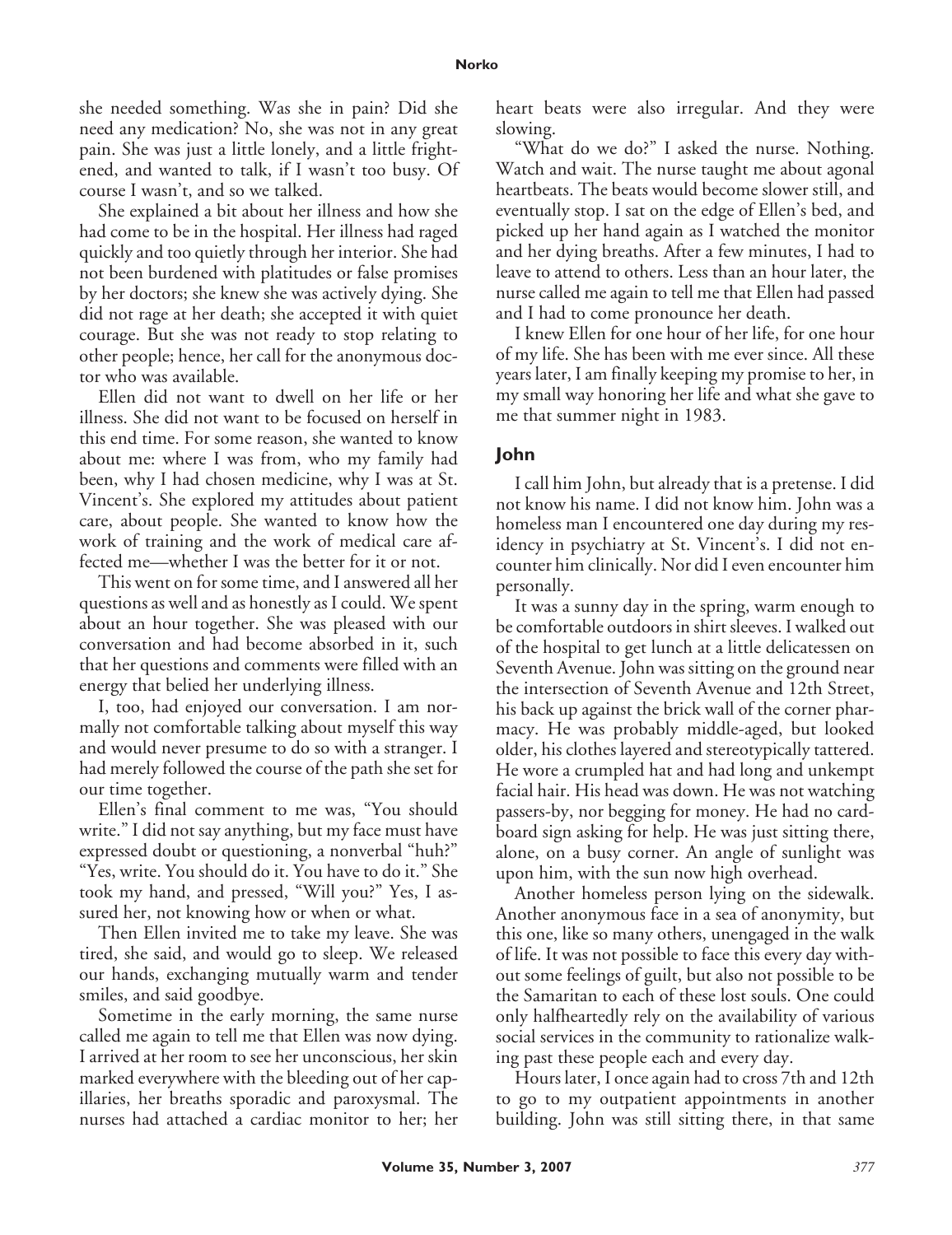she needed something. Was she in pain? Did she need any medication? No, she was not in any great pain. She was just a little lonely, and a little frightened, and wanted to talk, if I wasn't too busy. Of course I wasn't, and so we talked.

She explained a bit about her illness and how she had come to be in the hospital. Her illness had raged quickly and too quietly through her interior. She had not been burdened with platitudes or false promises by her doctors; she knew she was actively dying. She did not rage at her death; she accepted it with quiet courage. But she was not ready to stop relating to other people; hence, her call for the anonymous doctor who was available.

Ellen did not want to dwell on her life or her illness. She did not want to be focused on herself in this end time. For some reason, she wanted to know about me: where I was from, who my family had been, why I had chosen medicine, why I was at St. Vincent's. She explored my attitudes about patient care, about people. She wanted to know how the work of training and the work of medical care affected me—whether I was the better for it or not.

This went on for some time, and I answered all her questions as well and as honestly as I could. We spent about an hour together. She was pleased with our conversation and had become absorbed in it, such that her questions and comments were filled with an energy that belied her underlying illness.

I, too, had enjoyed our conversation. I am normally not comfortable talking about myself this way and would never presume to do so with a stranger. I had merely followed the course of the path she set for our time together.

Ellen's final comment to me was, "You should write." I did not say anything, but my face must have expressed doubt or questioning, a nonverbal "huh?" "Yes, write. You should do it. You have to do it." She took my hand, and pressed, "Will you?" Yes, I assured her, not knowing how or when or what.

Then Ellen invited me to take my leave. She was tired, she said, and would go to sleep. We released our hands, exchanging mutually warm and tender smiles, and said goodbye.

Sometime in the early morning, the same nurse called me again to tell me that Ellen was now dying. I arrived at her room to see her unconscious, her skin marked everywhere with the bleeding out of her capillaries, her breaths sporadic and paroxysmal. The nurses had attached a cardiac monitor to her; her heart beats were also irregular. And they were slowing.

"What do we do?" I asked the nurse. Nothing. Watch and wait. The nurse taught me about agonal heartbeats. The beats would become slower still, and eventually stop. I sat on the edge of Ellen's bed, and picked up her hand again as I watched the monitor and her dying breaths. After a few minutes, I had to leave to attend to others. Less than an hour later, the nurse called me again to tell me that Ellen had passed and I had to come pronounce her death.

I knew Ellen for one hour of her life, for one hour of my life. She has been with me ever since. All these years later, I am finally keeping my promise to her, in my small way honoring her life and what she gave to me that summer night in 1983.

## John

I call him John, but already that is a pretense. I did not know his name. I did not know him. John was a homeless man I encountered one day during my residency in psychiatry at St. Vincent's. I did not encounter him clinically. Nor did I even encounter him personally.

It was a sunny day in the spring, warm enough to be comfortable outdoors in shirt sleeves. I walked out of the hospital to get lunch at a little delicatessen on Seventh Avenue. John was sitting on the ground near the intersection of Seventh Avenue and 12th Street, his back up against the brick wall of the corner pharmacy. He was probably middle-aged, but looked older, his clothes layered and stereotypically tattered. He wore a crumpled hat and had long and unkempt facial hair. His head was down. He was not watching passers-by, nor begging for money. He had no cardboard sign asking for help. He was just sitting there, alone, on a busy corner. An angle of sunlight was upon him, with the sun now high overhead.

Another homeless person lying on the sidewalk. Another anonymous face in a sea of anonymity, but this one, like so many others, unengaged in the walk of life. It was not possible to face this every day without some feelings of guilt, but also not possible to be the Samaritan to each of these lost souls. One could only halfheartedly rely on the availability of various social services in the community to rationalize walking past these people each and every day.

Hours later, I once again had to cross 7th and 12th to go to my outpatient appointments in another building. John was still sitting there, in that same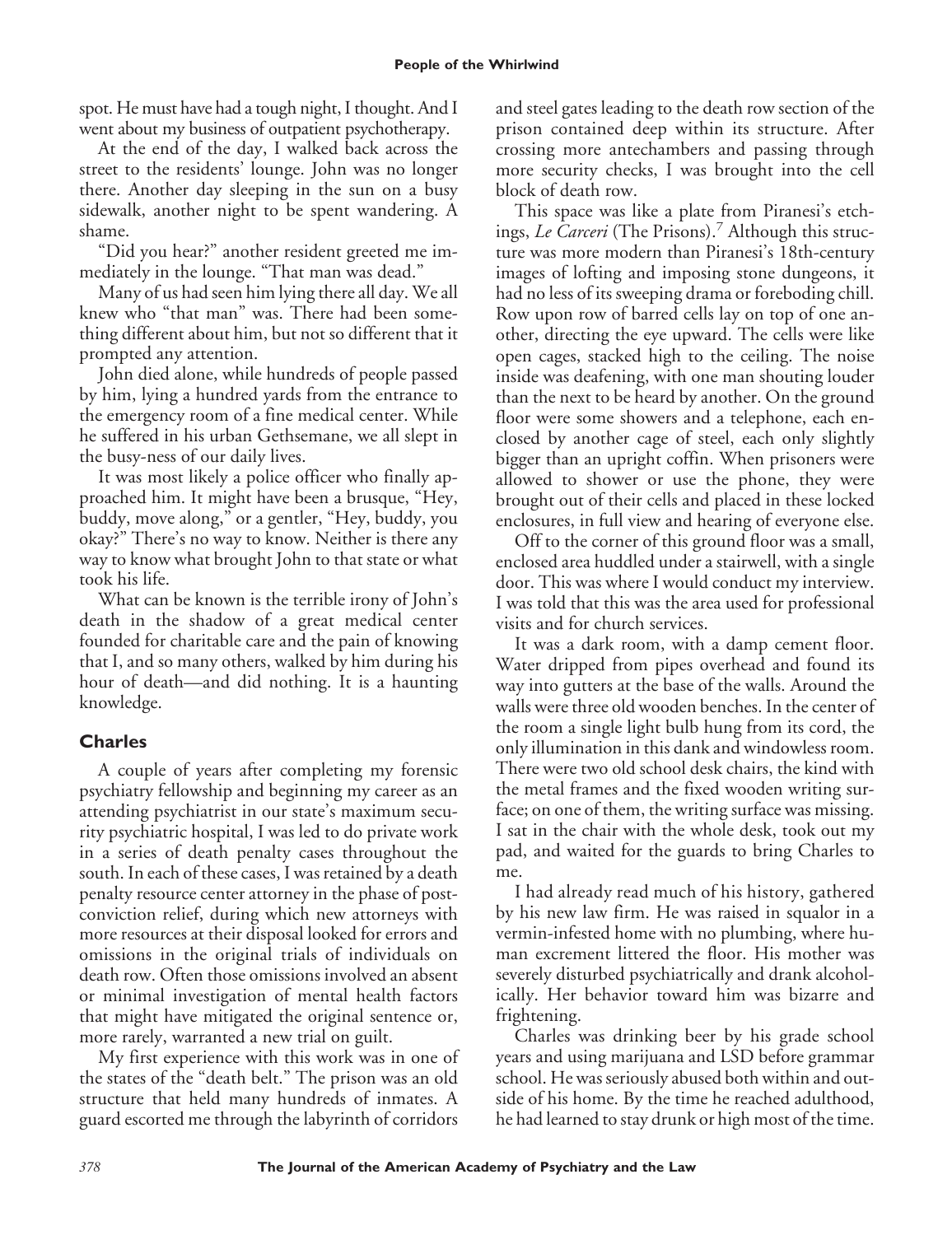spot. He must have had a tough night, I thought. And I went about my business of outpatient psychotherapy.

At the end of the day, I walked back across the street to the residents' lounge. John was no longer there. Another day sleeping in the sun on a busy sidewalk, another night to be spent wandering. A shame.

"Did you hear?" another resident greeted me immediately in the lounge. "That man was dead."

Many of us had seen him lying there all day. We all knew who "that man" was. There had been something different about him, but not so different that it prompted any attention.

John died alone, while hundreds of people passed by him, lying a hundred yards from the entrance to the emergency room of a fine medical center. While he suffered in his urban Gethsemane, we all slept in the busy-ness of our daily lives.

It was most likely a police officer who finally approached him. It might have been a brusque, "Hey, buddy, move along," or a gentler, "Hey, buddy, you okay?" There's no way to know. Neither is there any way to know what brought John to that state or what took his life.

What can be known is the terrible irony of John's death in the shadow of a great medical center founded for charitable care and the pain of knowing that I, and so many others, walked by him during his hour of death—and did nothing. It is a haunting knowledge.

## Charles

A couple of years after completing my forensic psychiatry fellowship and beginning my career as an attending psychiatrist in our state's maximum security psychiatric hospital, I was led to do private work in a series of death penalty cases throughout the south. In each of these cases, I was retained by a death penalty resource center attorney in the phase of post-conviction relief, during which new attorneys with more resources at their disposal looked for errors and omissions in the original trials of individuals on death row. Often those omissions involved an absent or minimal investigation of mental health factors that might have mitigated the original sentence or, more rarely, warranted a new trial on guilt.

My first experience with this work was in one of the states of the "death belt." The prison was an old structure that held many hundreds of inmates. A guard escorted me through the labyrinth of corridors and steel gates leading to the death row section of the prison contained deep within its structure. After crossing more antechambers and passing through more security checks, I was brought into the cell block of death row.

This space was like a plate from Piranesi's etchings, *Le Carceri* (The Prisons).[7] Although this structure was more modern than Piranesi's 18th-century images of lofting and imposing stone dungeons, it had no less of its sweeping drama or foreboding chill. Row upon row of barred cells lay on top of one another, directing the eye upward. The cells were like open cages, stacked high to the ceiling. The noise inside was deafening, with one man shouting louder than the next to be heard by another. On the ground floor were some showers and a telephone, each enclosed by another cage of steel, each only slightly bigger than an upright coffin. When prisoners were allowed to shower or use the phone, they were brought out of their cells and placed in these locked enclosures, in full view and hearing of everyone else.

Off to the corner of this ground floor was a small, enclosed area huddled under a stairwell, with a single door. This was where I would conduct my interview. I was told that this was the area used for professional visits and for church services.

It was a dark room, with a damp cement floor. Water dripped from pipes overhead and found its way into gutters at the base of the walls. Around the walls were three old wooden benches. In the center of the room a single light bulb hung from its cord, the only illumination in this dank and windowless room. There were two old school desk chairs, the kind with the metal frames and the fixed wooden writing surface; on one of them, the writing surface was missing. I sat in the chair with the whole desk, took out my pad, and waited for the guards to bring Charles to me.

I had already read much of his history, gathered by his new law firm. He was raised in squalor in a vermin-infested home with no plumbing, where human excrement littered the floor. His mother was severely disturbed psychiatrically and drank alcoholically. Her behavior toward him was bizarre and frightening.

Charles was drinking beer by his grade school years and using marijuana and LSD before grammar school. He was seriously abused both within and outside of his home. By the time he reached adulthood, he had learned to stay drunk or high most of the time.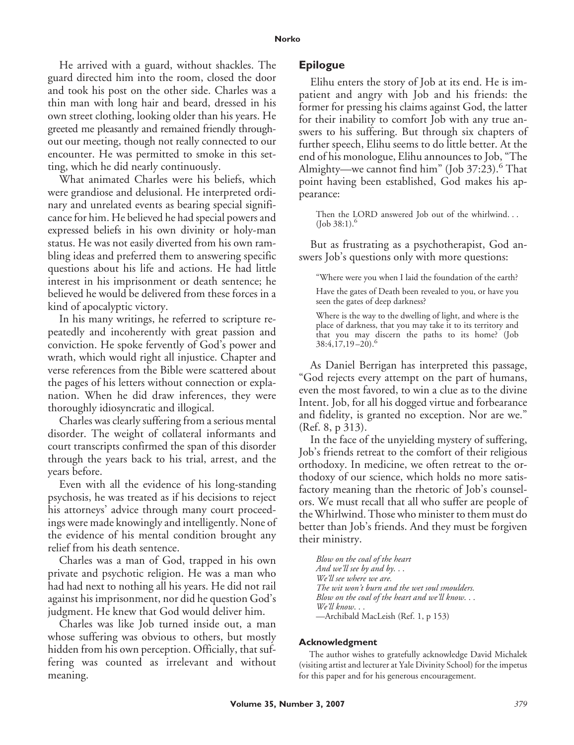He arrived with a guard, without shackles. The guard directed him into the room, closed the door and took his post on the other side. Charles was a thin man with long hair and beard, dressed in his own street clothing, looking older than his years. He greeted me pleasantly and remained friendly throughout our meeting, though not really connected to our encounter. He was permitted to smoke in this setting, which he did nearly continuously.

What animated Charles were his beliefs, which were grandiose and delusional. He interpreted ordinary and unrelated events as bearing special significance for him. He believed he had special powers and expressed beliefs in his own divinity or holy-man status. He was not easily diverted from his own rambling ideas and preferred them to answering specific questions about his life and actions. He had little interest in his imprisonment or death sentence; he believed he would be delivered from these forces in a kind of apocalyptic victory.

In his many writings, he referred to scripture repeatedly and incoherently with great passion and conviction. He spoke fervently of God's power and wrath, which would right all injustice. Chapter and verse references from the Bible were scattered about the pages of his letters without connection or explanation. When he did draw inferences, they were thoroughly idiosyncratic and illogical.

Charles was clearly suffering from a serious mental disorder. The weight of collateral informants and court transcripts confirmed the span of this disorder through the years back to his trial, arrest, and the years before.

Even with all the evidence of his long-standing psychosis, he was treated as if his decisions to reject his attorneys' advice through many court proceedings were made knowingly and intelligently. None of the evidence of his mental condition brought any relief from his death sentence.

Charles was a man of God, trapped in his own private and psychotic religion. He was a man who had had next to nothing all his years. He did not rail against his imprisonment, nor did he question God's judgment. He knew that God would deliver him.

Charles was like Job turned inside out, a man whose suffering was obvious to others, but mostly hidden from his own perception. Officially, that suffering was counted as irrelevant and without meaning.

## Epilogue

Elihu enters the story of Job at its end. He is impatient and angry with Job and his friends: the former for pressing his claims against God, the latter for their inability to comfort Job with any true answers to his suffering. But through six chapters of further speech, Elihu seems to do little better. At the end of his monologue, Elihu announces to Job, "The Almighty—we cannot find him" (Job 37:23).[6] That point having been established, God makes his appearance:

> Then the LORD answered Job out of the whirlwind. . . (Job 38:1).[6]

But as frustrating as a psychotherapist, God answers Job's questions only with more questions:

> "Where were you when I laid the foundation of the earth?
>
> Have the gates of Death been revealed to you, or have you seen the gates of deep darkness?
>
> Where is the way to the dwelling of light, and where is the place of darkness, that you may take it to its territory and that you may discern the paths to its home? (Job 38:4,17,19–20).[6]

As Daniel Berrigan has interpreted this passage, "God rejects every attempt on the part of humans, even the most favored, to win a clue as to the divine Intent. Job, for all his dogged virtue and forbearance and fidelity, is granted no exception. Nor are we." (Ref. 8, p 313).

In the face of the unyielding mystery of suffering, Job's friends retreat to the comfort of their religious orthodoxy. In medicine, we often retreat to the orthodoxy of our science, which holds no more satisfactory meaning than the rhetoric of Job's counselors. We must recall that all who suffer are people of the Whirlwind. Those who minister to them must do better than Job's friends. And they must be forgiven their ministry.

> *Blow on the coal of the heart*
> *And we'll see by and by. . .*
> *We'll see where we are.*
> *The wit won't burn and the wet soul smoulders.*
> *Blow on the coal of the heart and we'll know. . .*
> *We'll know. . .*
> —Archibald MacLeish (Ref. 1, p 153)

### Acknowledgment

The author wishes to gratefully acknowledge David Michalek (visiting artist and lecturer at Yale Divinity School) for the impetus for this paper and for his generous encouragement.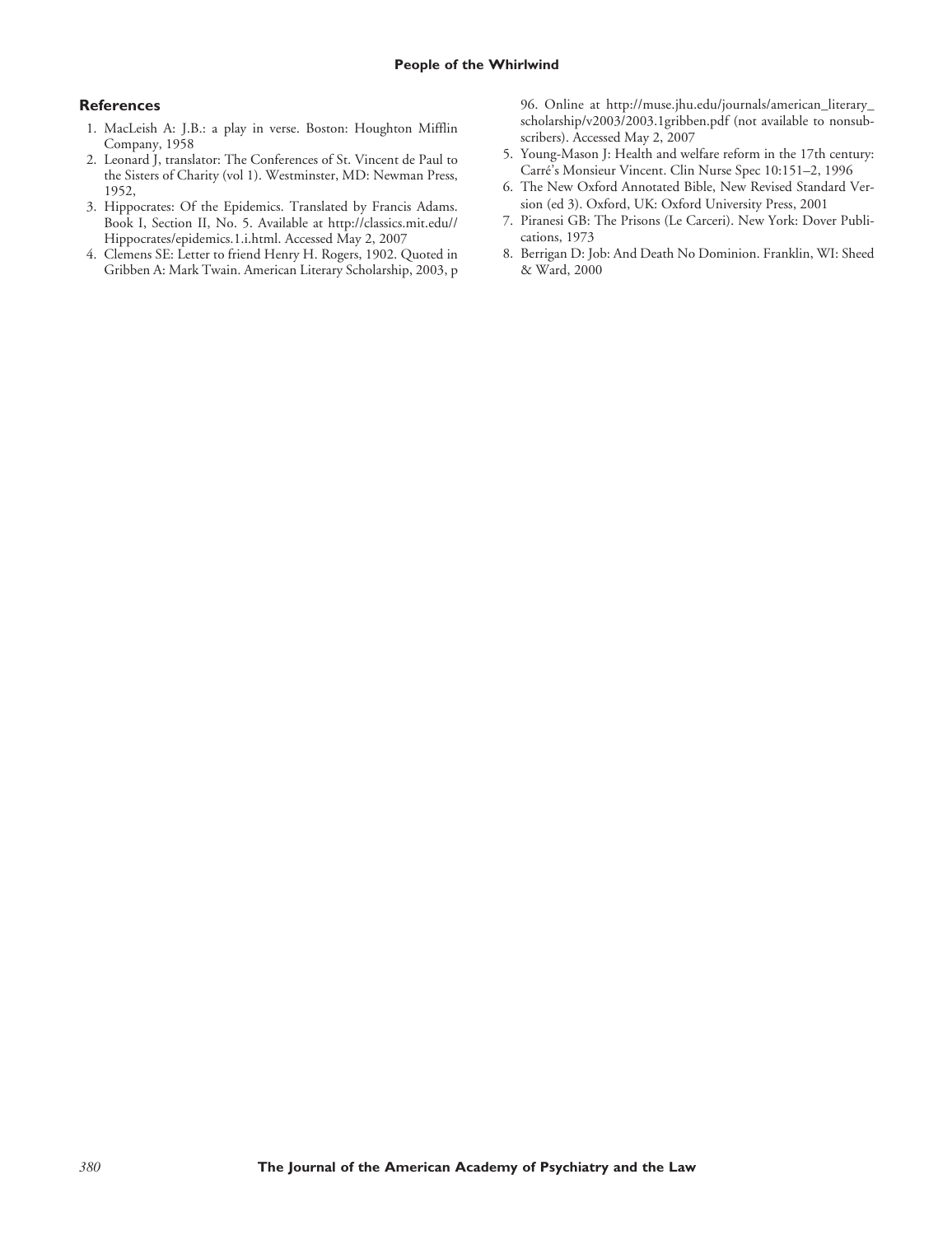## References

1. MacLeish A: J.B.: a play in verse. Boston: Houghton Mifflin Company, 1958
2. Leonard J, translator: The Conferences of St. Vincent de Paul to the Sisters of Charity (vol 1). Westminster, MD: Newman Press, 1952,
3. Hippocrates: Of the Epidemics. Translated by Francis Adams. Book I, Section II, No. 5. Available at http://classics.mit.edu//Hippocrates/epidemics.1.i.html. Accessed May 2, 2007
4. Clemens SE: Letter to friend Henry H. Rogers, 1902. Quoted in Gribben A: Mark Twain. American Literary Scholarship, 2003, p 96. Online at http://muse.jhu.edu/journals/american_literary_scholarship/v2003/2003.1gribben.pdf (not available to nonsubscribers). Accessed May 2, 2007
5. Young-Mason J: Health and welfare reform in the 17th century: Carré's Monsieur Vincent. Clin Nurse Spec 10:151–2, 1996
6. The New Oxford Annotated Bible, New Revised Standard Version (ed 3). Oxford, UK: Oxford University Press, 2001
7. Piranesi GB: The Prisons (Le Carceri). New York: Dover Publications, 1973
8. Berrigan D: Job: And Death No Dominion. Franklin, WI: Sheed & Ward, 2000